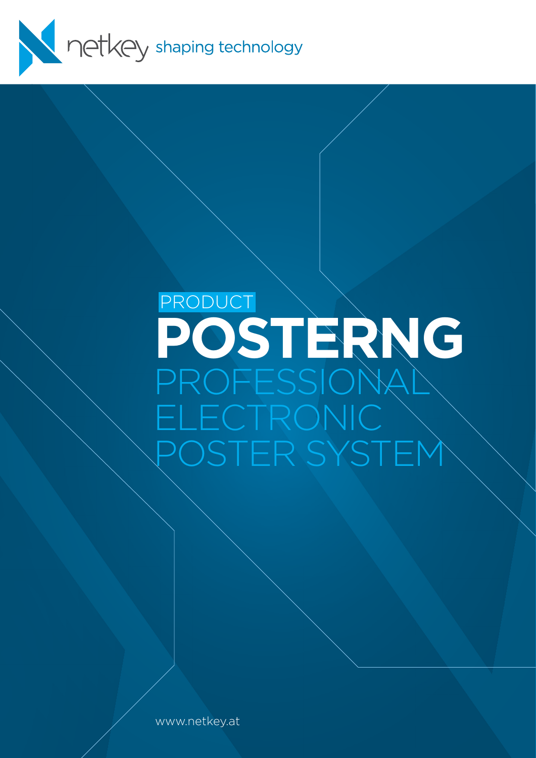netkey shaping technology

PRODUCT

# POSTERNG

## PROFESSIONAL ELECTRONIC POSTER SYSTEM

www.netkey.at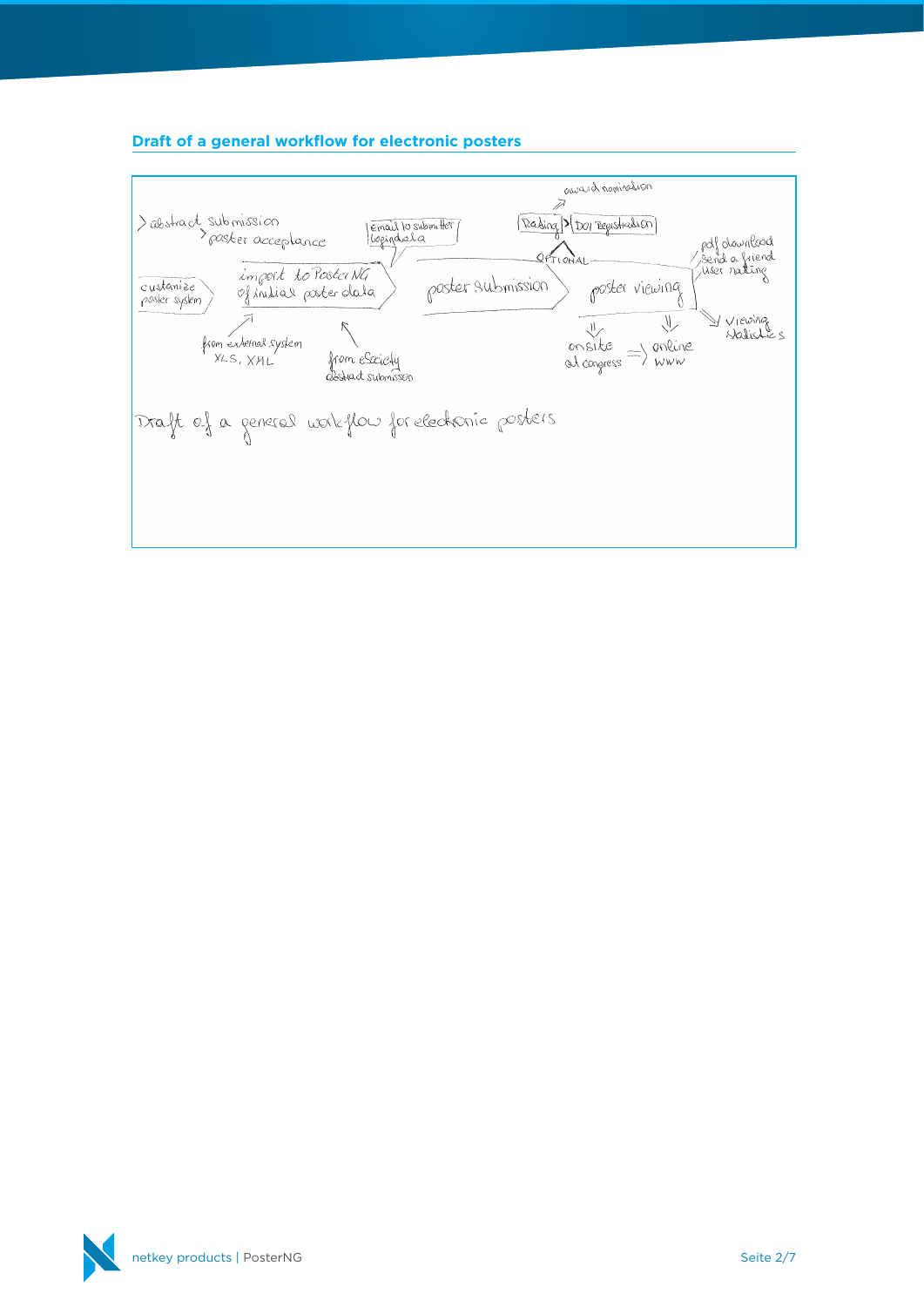## Draft of a general workflow for electronic posters

> abstract submission
> > poster acceptance

customize poster system

import to PosterNG of initial poster data

- from external system XLS, XML
- from eSociety abstract submission

Email to submitter logindata

poster submission

OPTIONAL: Rating > DOI Registration

award nomination

poster viewing

- pdf download
- send a friend
- user rating

⇓ onsite at congress ⇒ online www

⇒ viewing statistics

Draft of a general workflow for electronic posters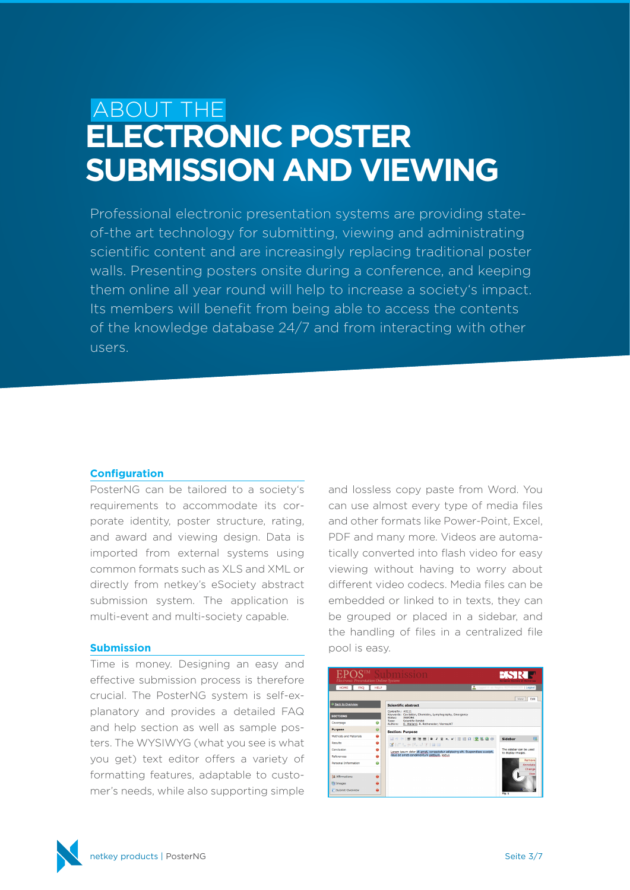# ABOUT THE ELECTRONIC POSTER SUBMISSION AND VIEWING

Professional electronic presentation systems are providing state-of-the art technology for submitting, viewing and administrating scientific content and are increasingly replacing traditional poster walls. Presenting posters onsite during a conference, and keeping them online all year round will help to increase a society's impact. Its members will benefit from being able to access the contents of the knowledge database 24/7 and from interacting with other users.

## Configuration

PosterNG can be tailored to a society's requirements to accommodate its corporate identity, poster structure, rating, and award and viewing design. Data is imported from external systems using common formats such as XLS and XML or directly from netkey's eSociety abstract submission system. The application is multi-event and multi-society capable.

## Submission

Time is money. Designing an easy and effective submission process is therefore crucial. The PosterNG system is self-explanatory and provides a detailed FAQ and help section as well as sample posters. The WYSIWYG (what you see is what you get) text editor offers a variety of formatting features, adaptable to customer's needs, while also supporting simple and lossless copy paste from Word. You can use almost every type of media files and other formats like Power-Point, Excel, PDF and many more. Videos are automatically converted into flash video for easy viewing without having to worry about different video codecs. Media files can be embedded or linked to in texts, they can be grouped or placed in a sidebar, and the handling of files in a centralized file pool is easy.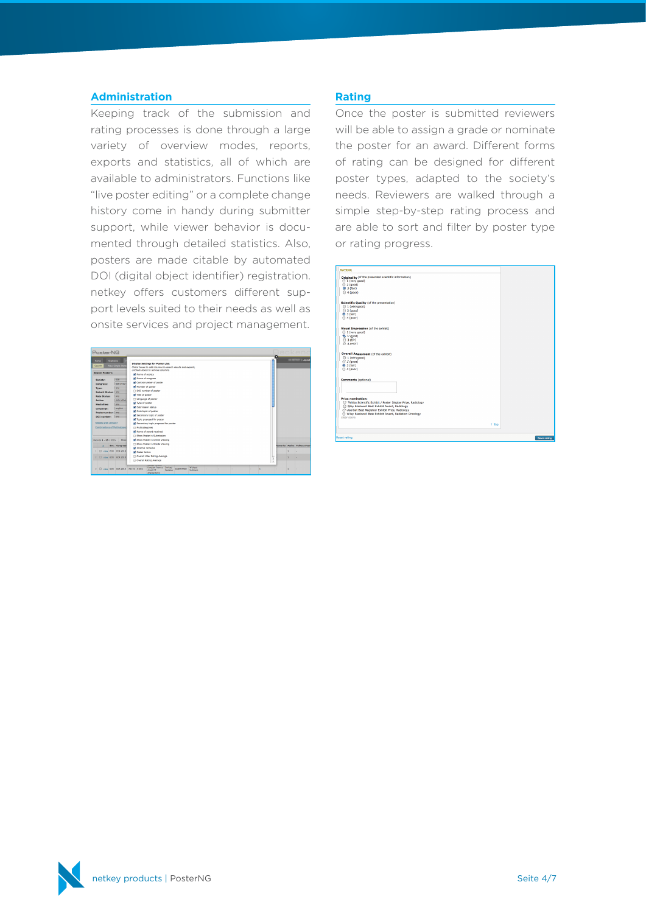## Administration

Keeping track of the submission and rating processes is done through a large variety of overview modes, reports, exports and statistics, all of which are available to administrators. Functions like "live poster editing" or a complete change history come in handy during submitter support, while viewer behavior is documented through detailed statistics. Also, posters are made citable by automated DOI (digital object identifier) registration. netkey offers customers different support levels suited to their needs as well as onsite services and project management.

## Rating

Once the poster is submitted reviewers will be able to assign a grade or nominate the poster for an award. Different forms of rating can be designed for different poster types, adapted to the society's needs. Reviewers are walked through a simple step-by-step rating process and are able to sort and filter by poster type or rating progress.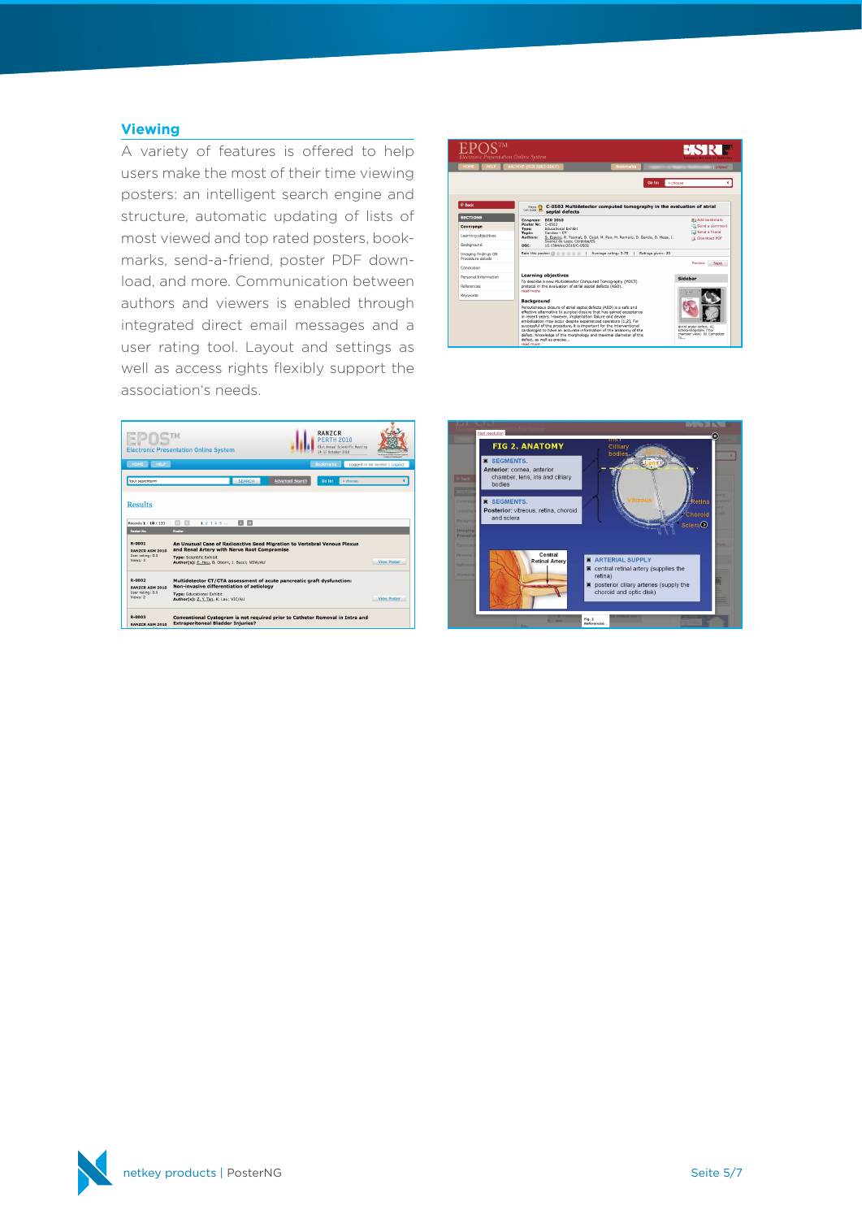## Viewing

A variety of features is offered to help users make the most of their time viewing posters: an intelligent search engine and structure, automatic updating of lists of most viewed and top rated posters, bookmarks, send-a-friend, poster PDF download, and more. Communication between authors and viewers is enabled through integrated direct email messages and a user rating tool. Layout and settings as well as access rights flexibly support the association's needs.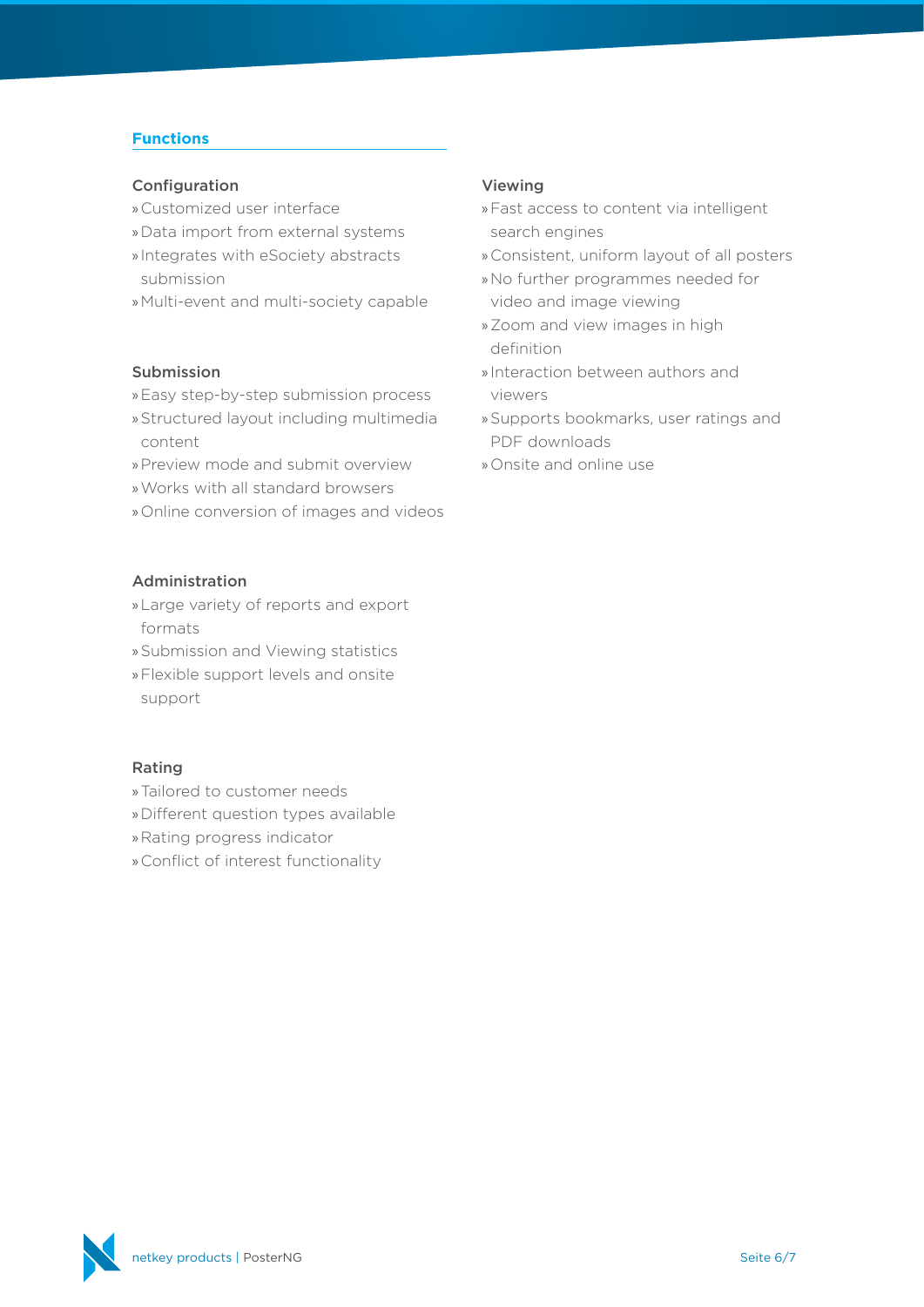## Functions

### Configuration

- Customized user interface
- Data import from external systems
- Integrates with eSociety abstracts submission
- Multi-event and multi-society capable

### Submission

- Easy step-by-step submission process
- Structured layout including multimedia content
- Preview mode and submit overview
- Works with all standard browsers
- Online conversion of images and videos

### Administration

- Large variety of reports and export formats
- Submission and Viewing statistics
- Flexible support levels and onsite support

### Rating

- Tailored to customer needs
- Different question types available
- Rating progress indicator
- Conflict of interest functionality

### Viewing

- Fast access to content via intelligent search engines
- Consistent, uniform layout of all posters
- No further programmes needed for video and image viewing
- Zoom and view images in high definition
- Interaction between authors and viewers
- Supports bookmarks, user ratings and PDF downloads
- Onsite and online use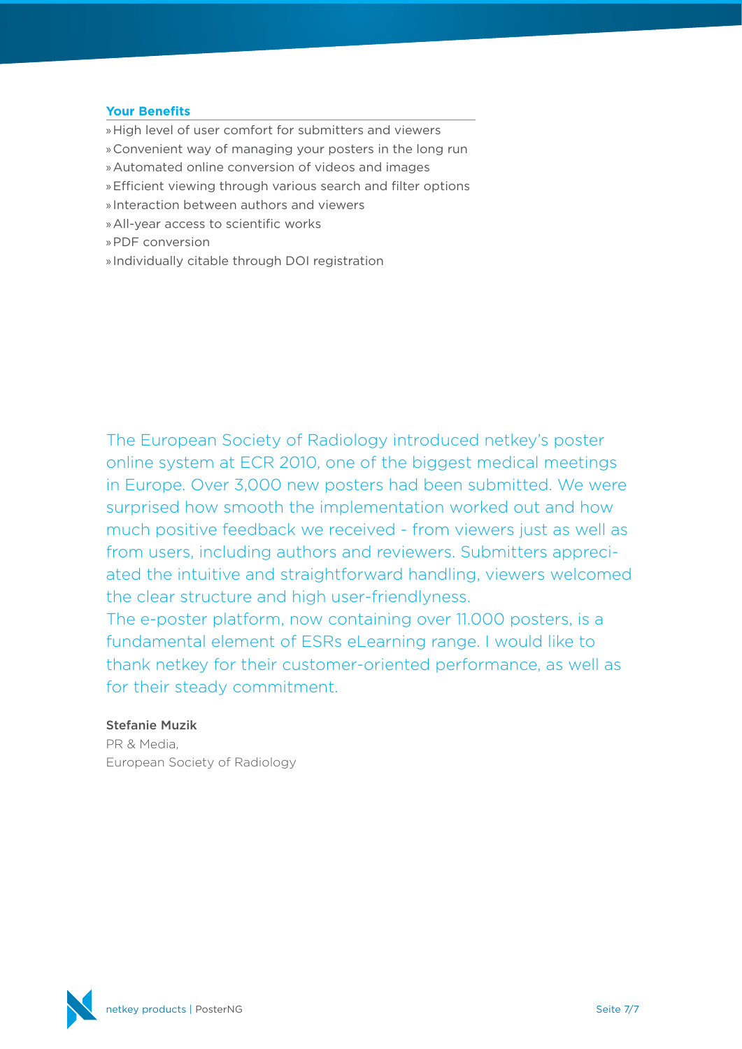### Your Benefits

- High level of user comfort for submitters and viewers
- Convenient way of managing your posters in the long run
- Automated online conversion of videos and images
- Efficient viewing through various search and filter options
- Interaction between authors and viewers
- All-year access to scientific works
- PDF conversion
- Individually citable through DOI registration

The European Society of Radiology introduced netkey's poster online system at ECR 2010, one of the biggest medical meetings in Europe. Over 3,000 new posters had been submitted. We were surprised how smooth the implementation worked out and how much positive feedback we received - from viewers just as well as from users, including authors and reviewers. Submitters appreciated the intuitive and straightforward handling, viewers welcomed the clear structure and high user-friendlyness.
The e-poster platform, now containing over 11.000 posters, is a fundamental element of ESRs eLearning range. I would like to thank netkey for their customer-oriented performance, as well as for their steady commitment.

**Stefanie Muzik**
PR & Media,
European Society of Radiology